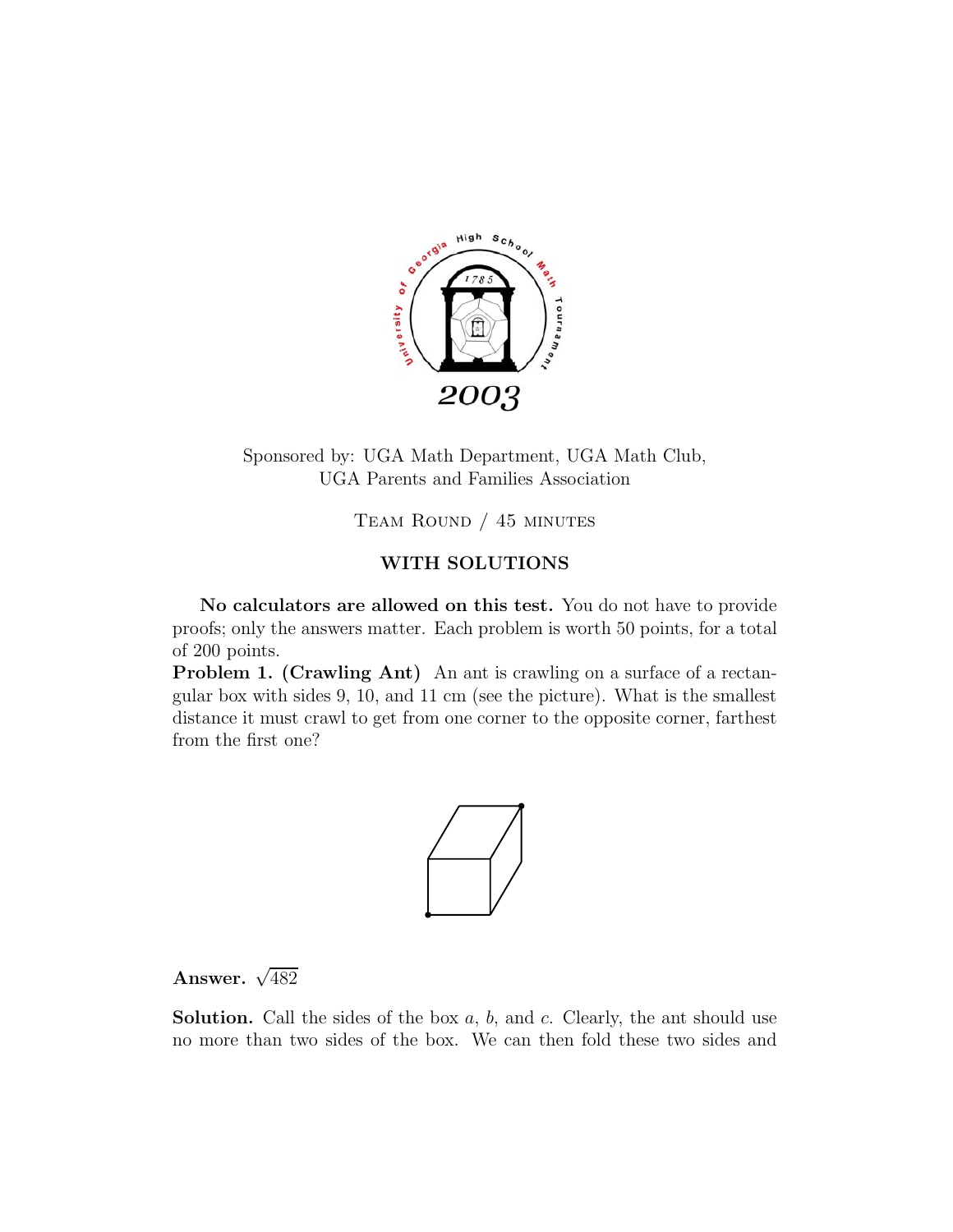Sponsored by: UGA Math Department, UGA Math Club, UGA Parents and Families Association

TEAM ROUND / 45 MINUTES

**WITH SOLUTIONS**

**No calculators are allowed on this test.** You do not have to provide proofs; only the answers matter. Each problem is worth 50 points, for a total of 200 points.

**Problem 1. (Crawling Ant)** An ant is crawling on a surface of a rectangular box with sides 9, 10, and 11 cm (see the picture). What is the smallest distance it must crawl to get from one corner to the opposite corner, farthest from the first one?

**Answer.** $\sqrt{482}$

**Solution.** Call the sides of the box $a$, $b$, and $c$. Clearly, the ant should use no more than two sides of the box. We can then fold these two sides and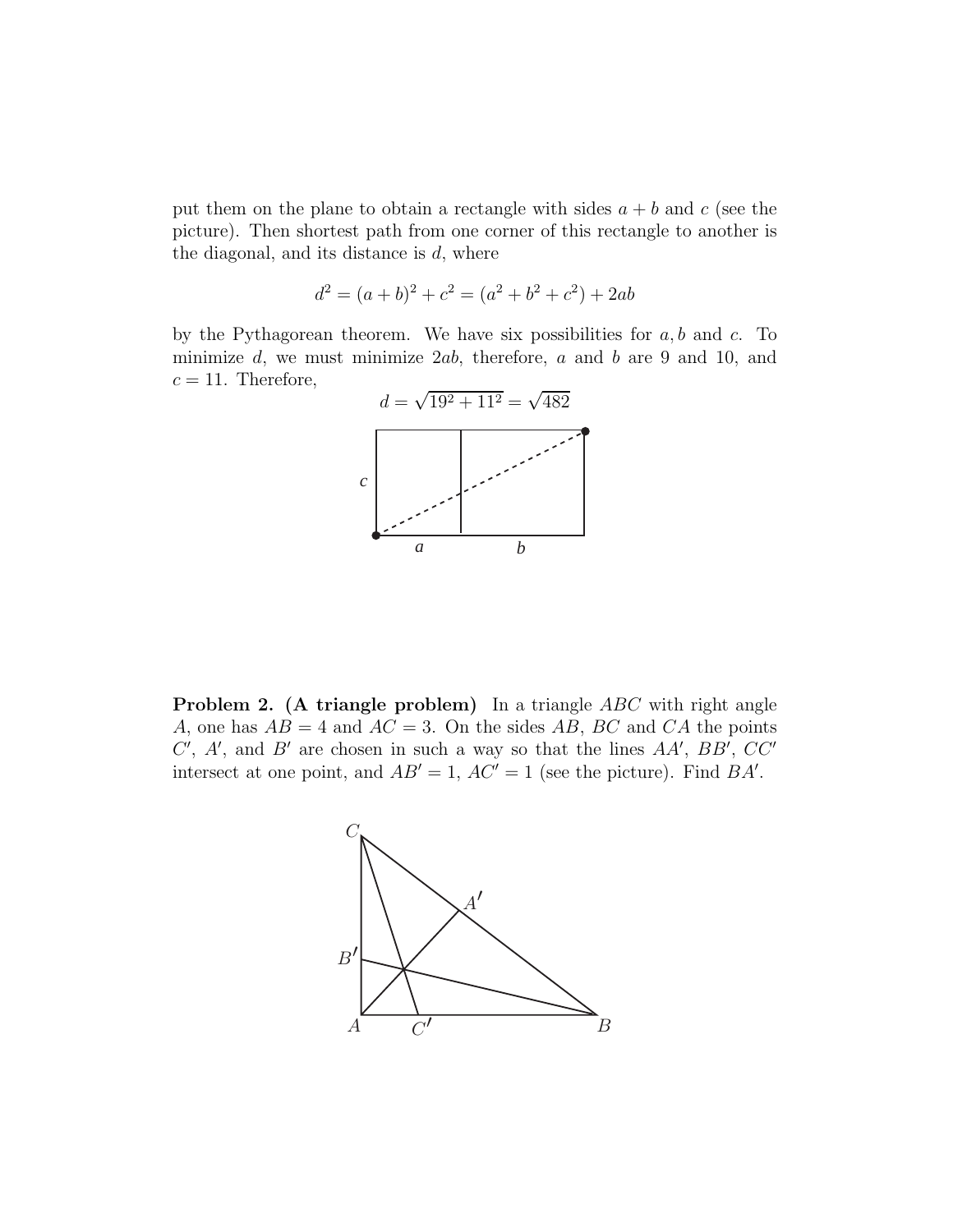put them on the plane to obtain a rectangle with sides $a+b$ and $c$ (see the picture). Then shortest path from one corner of this rectangle to another is the diagonal, and its distance is $d$, where

$$d^2 = (a+b)^2 + c^2 = (a^2 + b^2 + c^2) + 2ab$$

by the Pythagorean theorem. We have six possibilities for $a, b$ and $c$. To minimize $d$, we must minimize $2ab$, therefore, $a$ and $b$ are 9 and 10, and $c = 11$. Therefore,

$$d = \sqrt{19^2 + 11^2} = \sqrt{482}$$

**Problem 2. (A triangle problem)** In a triangle $ABC$ with right angle $A$, one has $AB = 4$ and $AC = 3$. On the sides $AB$, $BC$ and $CA$ the points $C'$, $A'$, and $B'$ are chosen in such a way so that the lines $AA'$, $BB'$, $CC'$ intersect at one point, and $AB' = 1$, $AC' = 1$ (see the picture). Find $BA'$.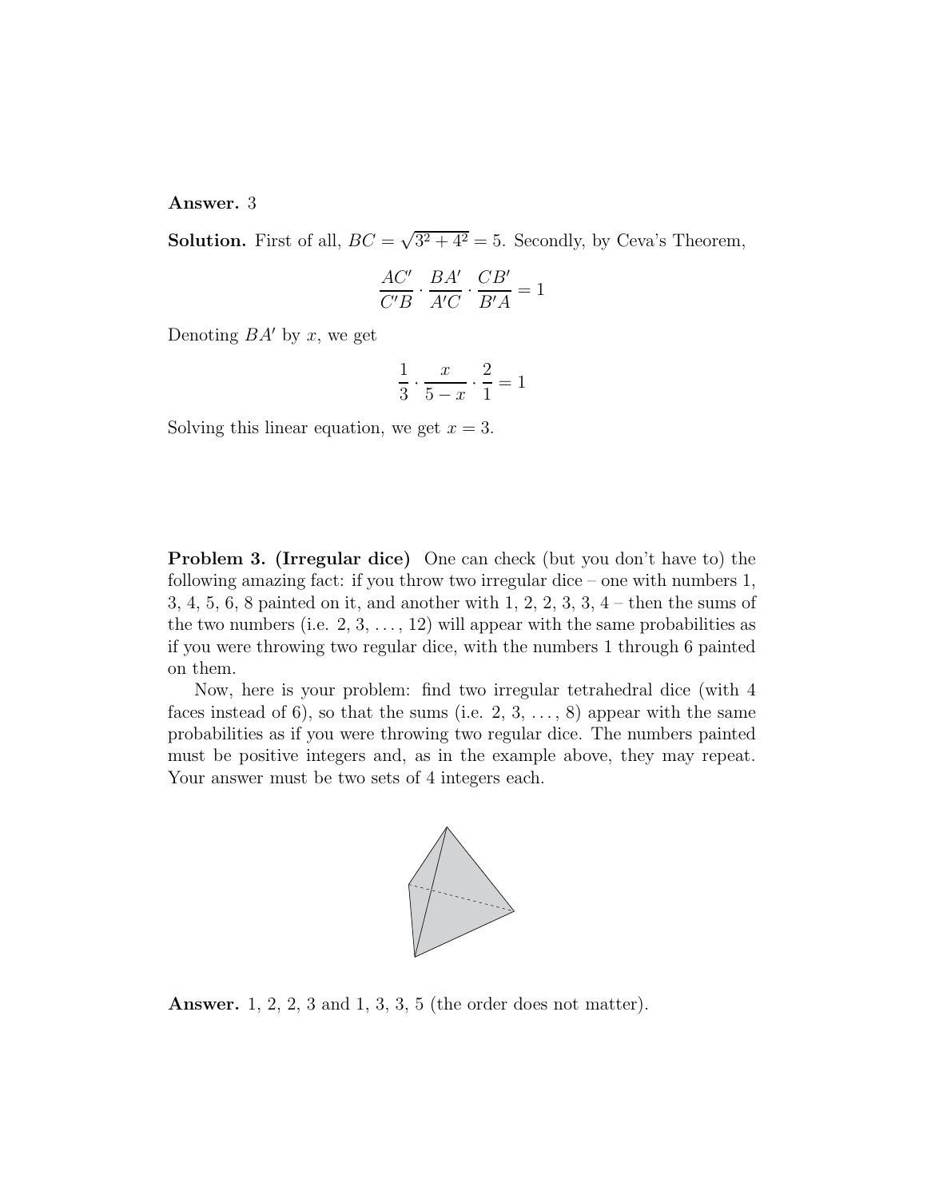**Answer.** 3

**Solution.** First of all, $BC = \sqrt{3^2 + 4^2} = 5$. Secondly, by Ceva's Theorem,

$$\frac{AC'}{C'B} \cdot \frac{BA'}{A'C} \cdot \frac{CB'}{B'A} = 1$$

Denoting $BA'$ by $x$, we get

$$\frac{1}{3} \cdot \frac{x}{5-x} \cdot \frac{2}{1} = 1$$

Solving this linear equation, we get $x = 3$.

**Problem 3. (Irregular dice)** One can check (but you don't have to) the following amazing fact: if you throw two irregular dice – one with numbers 1, 3, 4, 5, 6, 8 painted on it, and another with 1, 2, 2, 3, 3, 4 – then the sums of the two numbers (i.e. 2, 3, ..., 12) will appear with the same probabilities as if you were throwing two regular dice, with the numbers 1 through 6 painted on them.

Now, here is your problem: find two irregular tetrahedral dice (with 4 faces instead of 6), so that the sums (i.e. 2, 3, ..., 8) appear with the same probabilities as if you were throwing two regular dice. The numbers painted must be positive integers and, as in the example above, they may repeat. Your answer must be two sets of 4 integers each.

**Answer.** 1, 2, 2, 3 and 1, 3, 3, 5 (the order does not matter).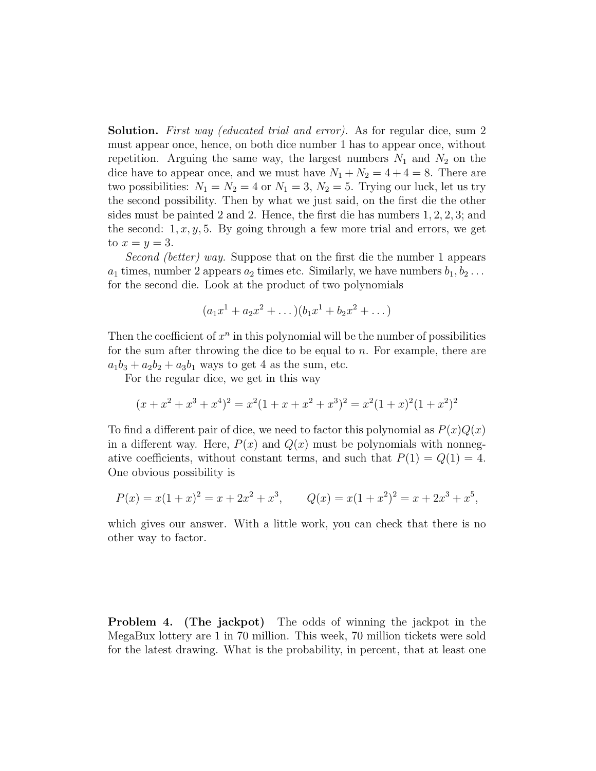**Solution.** *First way (educated trial and error).* As for regular dice, sum 2 must appear once, hence, on both dice number 1 has to appear once, without repetition. Arguing the same way, the largest numbers $N_1$ and $N_2$ on the dice have to appear once, and we must have $N_1 + N_2 = 4 + 4 = 8$. There are two possibilities: $N_1 = N_2 = 4$ or $N_1 = 3$, $N_2 = 5$. Trying our luck, let us try the second possibility. Then by what we just said, on the first die the other sides must be painted 2 and 2. Hence, the first die has numbers $1, 2, 2, 3$; and the second: $1, x, y, 5$. By going through a few more trial and errors, we get to $x = y = 3$.

*Second (better) way.* Suppose that on the first die the number 1 appears $a_1$ times, number 2 appears $a_2$ times etc. Similarly, we have numbers $b_1, b_2 \ldots$ for the second die. Look at the product of two polynomials

$$(a_1x^1 + a_2x^2 + \ldots)(b_1x^1 + b_2x^2 + \ldots)$$

Then the coefficient of $x^n$ in this polynomial will be the number of possibilities for the sum after throwing the dice to be equal to $n$. For example, there are $a_1b_3 + a_2b_2 + a_3b_1$ ways to get 4 as the sum, etc.

For the regular dice, we get in this way

$$(x + x^2 + x^3 + x^4)^2 = x^2(1 + x + x^2 + x^3)^2 = x^2(1 + x)^2(1 + x^2)^2$$

To find a different pair of dice, we need to factor this polynomial as $P(x)Q(x)$ in a different way. Here, $P(x)$ and $Q(x)$ must be polynomials with nonnegative coefficients, without constant terms, and such that $P(1) = Q(1) = 4$. One obvious possibility is

$$P(x) = x(1 + x)^2 = x + 2x^2 + x^3, \qquad Q(x) = x(1 + x^2)^2 = x + 2x^3 + x^5,$$

which gives our answer. With a little work, you can check that there is no other way to factor.

**Problem 4. (The jackpot)** The odds of winning the jackpot in the MegaBux lottery are 1 in 70 million. This week, 70 million tickets were sold for the latest drawing. What is the probability, in percent, that at least one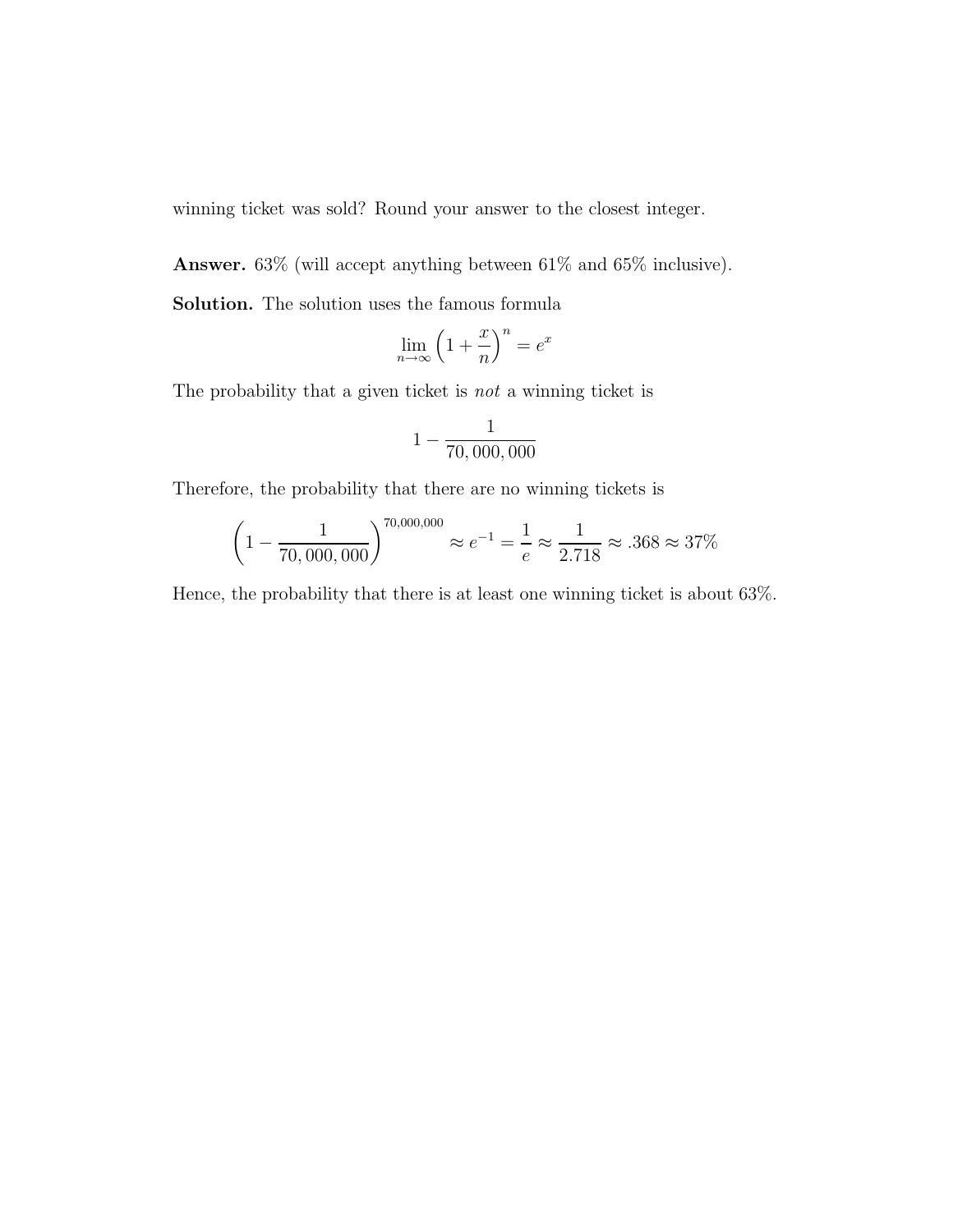winning ticket was sold? Round your answer to the closest integer.

**Answer.** 63% (will accept anything between 61% and 65% inclusive).

**Solution.** The solution uses the famous formula

$$\lim_{n \to \infty} \left(1 + \frac{x}{n}\right)^n = e^x$$

The probability that a given ticket is *not* a winning ticket is

$$1 - \frac{1}{70,000,000}$$

Therefore, the probability that there are no winning tickets is

$$\left(1 - \frac{1}{70,000,000}\right)^{70,000,000} \approx e^{-1} = \frac{1}{e} \approx \frac{1}{2.718} \approx .368 \approx 37\%$$

Hence, the probability that there is at least one winning ticket is about 63%.